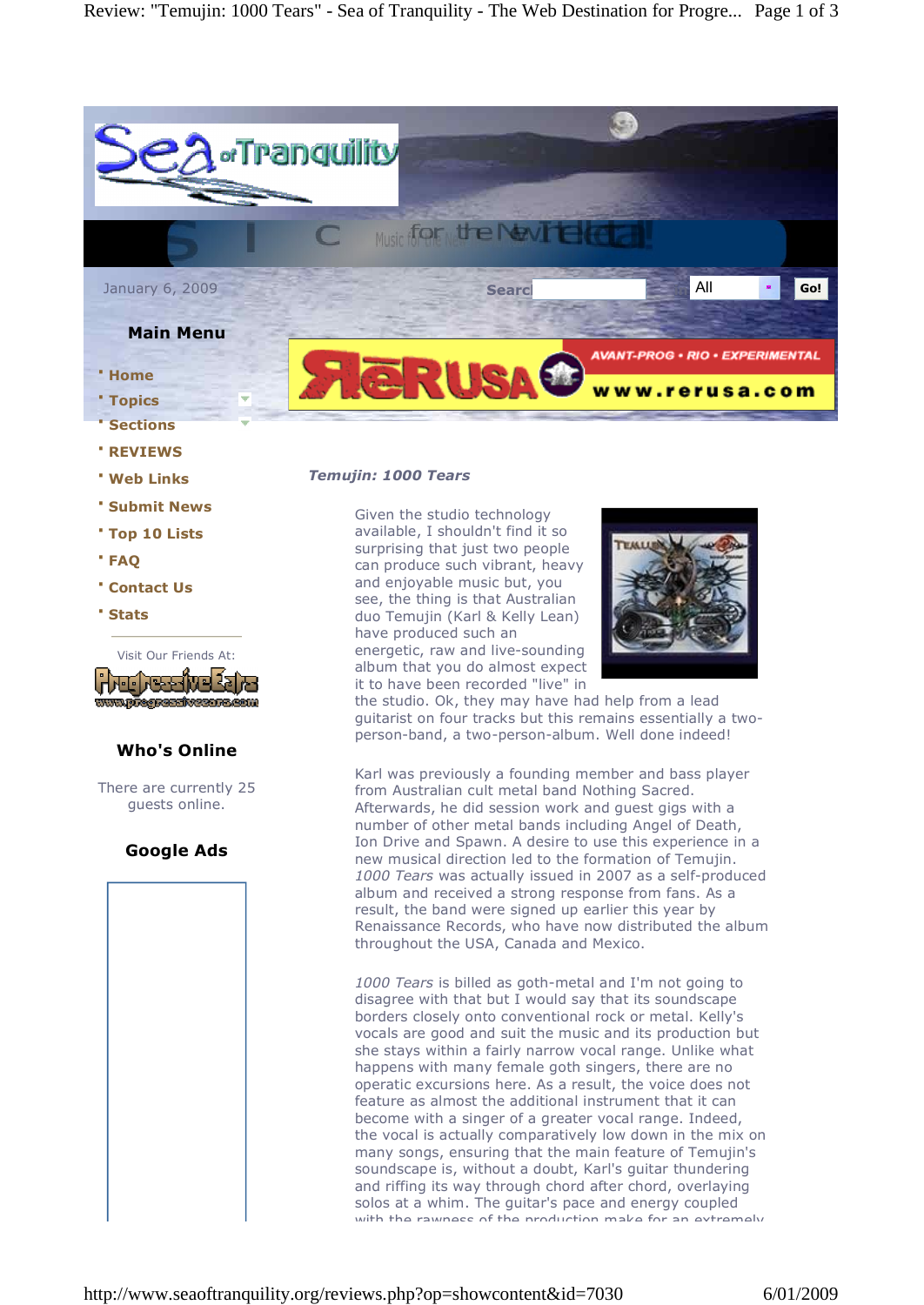January 6, 2009

## Main Menu

- Home
- Topics
- Sections
- REVIEWS
- Web Links
- Submit News
- Top 10 Lists
- FAQ
- Contact Us
- Stats

Visit Our Friends At:

### Who's Online

There are currently 25 guests online.

### Google Ads

## *Temujin: 1000 Tears*

Given the studio technology available, I shouldn't find it so surprising that just two people can produce such vibrant, heavy and enjoyable music but, you see, the thing is that Australian duo Temujin (Karl & Kelly Lean) have produced such an energetic, raw and live-sounding album that you do almost expect it to have been recorded "live" in the studio. Ok, they may have had help from a lead guitarist on four tracks but this remains essentially a two-person-band, a two-person-album. Well done indeed!

Karl was previously a founding member and bass player from Australian cult metal band Nothing Sacred. Afterwards, he did session work and guest gigs with a number of other metal bands including Angel of Death, Ion Drive and Spawn. A desire to use this experience in a new musical direction led to the formation of Temujin. *1000 Tears* was actually issued in 2007 as a self-produced album and received a strong response from fans. As a result, the band were signed up earlier this year by Renaissance Records, who have now distributed the album throughout the USA, Canada and Mexico.

*1000 Tears* is billed as goth-metal and I'm not going to disagree with that but I would say that its soundscape borders closely onto conventional rock or metal. Kelly's vocals are good and suit the music and its production but she stays within a fairly narrow vocal range. Unlike what happens with many female goth singers, there are no operatic excursions here. As a result, the voice does not feature as almost the additional instrument that it can become with a singer of a greater vocal range. Indeed, the vocal is actually comparatively low down in the mix on many songs, ensuring that the main feature of Temujin's soundscape is, without a doubt, Karl's guitar thundering and riffing its way through chord after chord, overlaying solos at a whim. The guitar's pace and energy coupled with the rawness of the production make for an extremely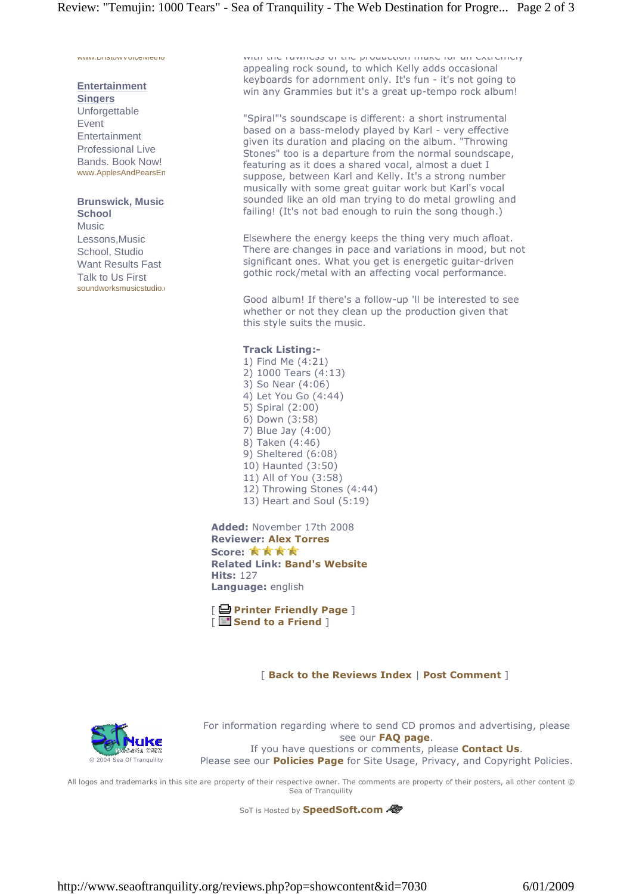www.BristowVoiceMetho

**Entertainment Singers**
Unforgettable Event Entertainment Professional Live Bands. Book Now!
www.ApplesAndPearsEn

**Brunswick, Music School**
Music Lessons,Music School, Studio Want Results Fast Talk to Us First
soundworksmusicstudio.

with the rawness of the production make for an extremely appealing rock sound, to which Kelly adds occasional keyboards for adornment only. It's fun - it's not going to win any Grammies but it's a great up-tempo rock album!

"Spiral"'s soundscape is different: a short instrumental based on a bass-melody played by Karl - very effective given its duration and placing on the album. "Throwing Stones" too is a departure from the normal soundscape, featuring as it does a shared vocal, almost a duet I suppose, between Karl and Kelly. It's a strong number musically with some great guitar work but Karl's vocal sounded like an old man trying to do metal growling and failing! (It's not bad enough to ruin the song though.)

Elsewhere the energy keeps the thing very much afloat. There are changes in pace and variations in mood, but not significant ones. What you get is energetic guitar-driven gothic rock/metal with an affecting vocal performance.

Good album! If there's a follow-up 'll be interested to see whether or not they clean up the production given that this style suits the music.

**Track Listing:-**
1) Find Me (4:21)
2) 1000 Tears (4:13)
3) So Near (4:06)
4) Let You Go (4:44)
5) Spiral (2:00)
6) Down (3:58)
7) Blue Jay (4:00)
8) Taken (4:46)
9) Sheltered (6:08)
10) Haunted (3:50)
11) All of You (3:58)
12) Throwing Stones (4:44)
13) Heart and Soul (5:19)

**Added:** November 17th 2008
**Reviewer: Alex Torres**
**Score:** ★★★★
**Related Link: Band's Website**
**Hits:** 127
**Language:** english

[ **Printer Friendly Page** ]
[ **Send to a Friend** ]

[ **Back to the Reviews Index** | **Post Comment** ]

© 2004 Sea Of Tranquility

For information regarding where to send CD promos and advertising, please see our **FAQ page**.
If you have questions or comments, please **Contact Us**.
Please see our **Policies Page** for Site Usage, Privacy, and Copyright Policies.

All logos and trademarks in this site are property of their respective owner. The comments are property of their posters, all other content © Sea of Tranquility

SoT is Hosted by **SpeedSoft.com**